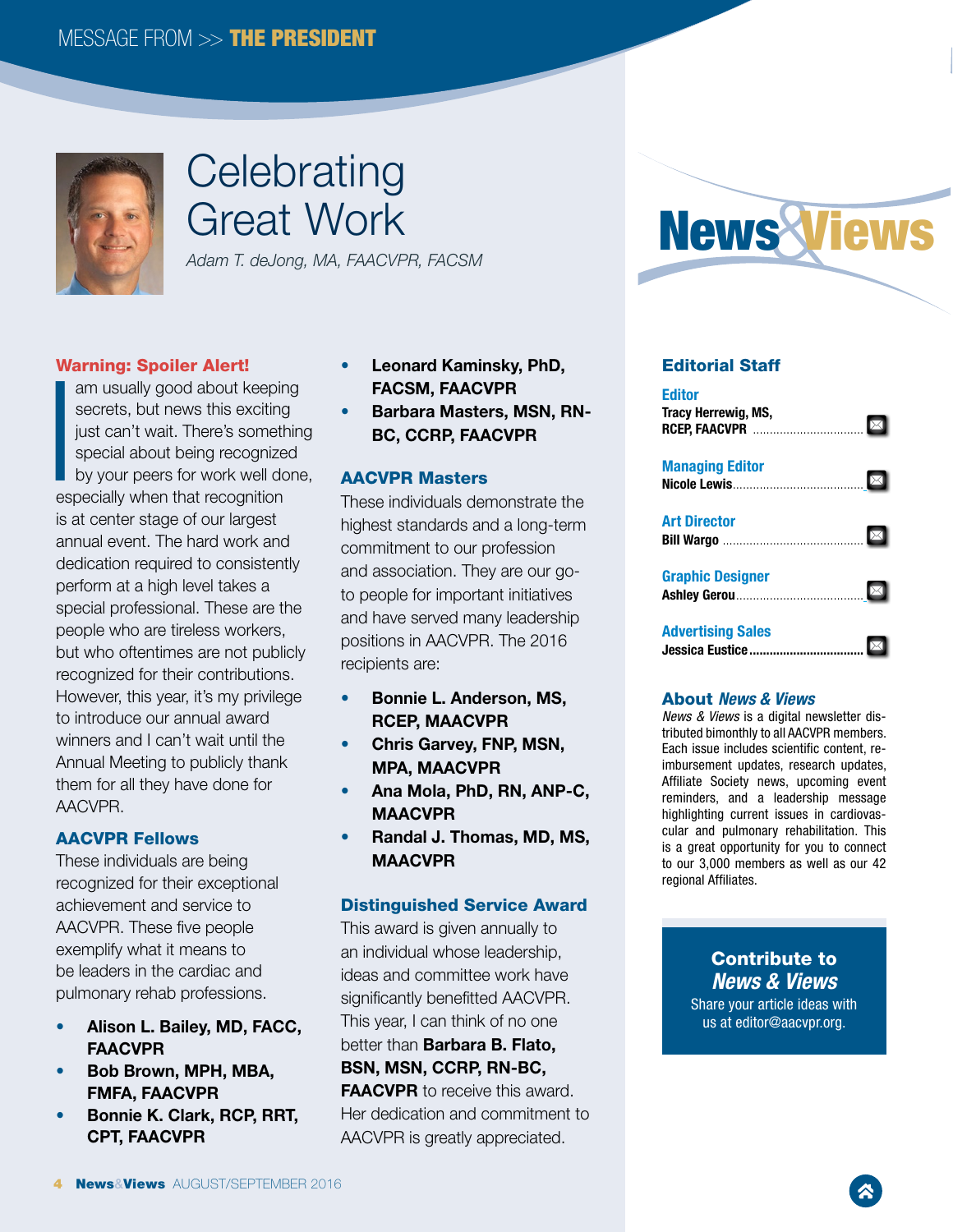MESSAGE FROM >> **THE PRESIDENT**

# Celebrating Great Work

*Adam T. deJong, MA, FAACVPR, FACSM*

### Warning: Spoiler Alert!

I am usually good about keeping secrets, but news this exciting just can't wait. There's something special about being recognized by your peers for work well done, especially when that recognition is at center stage of our largest annual event. The hard work and dedication required to consistently perform at a high level takes a special professional. These are the people who are tireless workers, but who oftentimes are not publicly recognized for their contributions. However, this year, it's my privilege to introduce our annual award winners and I can't wait until the Annual Meeting to publicly thank them for all they have done for AACVPR.

### AACVPR Fellows

These individuals are being recognized for their exceptional achievement and service to AACVPR. These five people exemplify what it means to be leaders in the cardiac and pulmonary rehab professions.

- **Alison L. Bailey, MD, FACC, FAACVPR**
- **Bob Brown, MPH, MBA, FMFA, FAACVPR**
- **Bonnie K. Clark, RCP, RRT, CPT, FAACVPR**
- **Leonard Kaminsky, PhD, FACSM, FAACVPR**
- **Barbara Masters, MSN, RN-BC, CCRP, FAACVPR**

### AACVPR Masters

These individuals demonstrate the highest standards and a long-term commitment to our profession and association. They are our go-to people for important initiatives and have served many leadership positions in AACVPR. The 2016 recipients are:

- **Bonnie L. Anderson, MS, RCEP, MAACVPR**
- **Chris Garvey, FNP, MSN, MPA, MAACVPR**
- **Ana Mola, PhD, RN, ANP-C, MAACVPR**
- **Randal J. Thomas, MD, MS, MAACVPR**

### Distinguished Service Award

This award is given annually to an individual whose leadership, ideas and committee work have significantly benefitted AACVPR. This year, I can think of no one better than **Barbara B. Flato, BSN, MSN, CCRP, RN-BC, FAACVPR** to receive this award. Her dedication and commitment to AACVPR is greatly appreciated.

---

**News&Views**

### Editorial Staff

**Editor**
Tracy Herrewig, MS, RCEP, FAACVPR

**Managing Editor**
Nicole Lewis

**Art Director**
Bill Wargo

**Graphic Designer**
Ashley Gerou

**Advertising Sales**
Jessica Eustice

### About *News & Views*

*News & Views* is a digital newsletter distributed bimonthly to all AACVPR members. Each issue includes scientific content, reimbursement updates, research updates, Affiliate Society news, upcoming event reminders, and a leadership message highlighting current issues in cardiovascular and pulmonary rehabilitation. This is a great opportunity for you to connect to our 3,000 members as well as our 42 regional Affiliates.

**Contribute to *News & Views***
Share your article ideas with us at editor@aacvpr.org.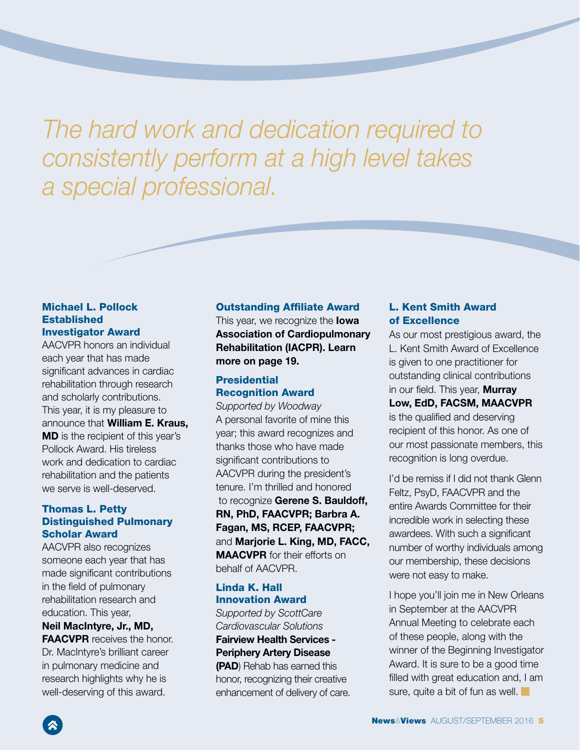*The hard work and dedication required to consistently perform at a high level takes a special professional.*

### Michael L. Pollock Established Investigator Award

AACVPR honors an individual each year that has made significant advances in cardiac rehabilitation through research and scholarly contributions. This year, it is my pleasure to announce that **William E. Kraus, MD** is the recipient of this year's Pollock Award. His tireless work and dedication to cardiac rehabilitation and the patients we serve is well-deserved.

### Thomas L. Petty Distinguished Pulmonary Scholar Award

AACVPR also recognizes someone each year that has made significant contributions in the field of pulmonary rehabilitation research and education. This year, **Neil MacIntyre, Jr., MD, FAACVPR** receives the honor. Dr. MacIntyre's brilliant career in pulmonary medicine and research highlights why he is well-deserving of this award.

### Outstanding Affiliate Award

This year, we recognize the **Iowa Association of Cardiopulmonary Rehabilitation (IACPR). Learn more on page 19.**

### Presidential Recognition Award

*Supported by Woodway*

A personal favorite of mine this year; this award recognizes and thanks those who have made significant contributions to AACVPR during the president's tenure. I'm thrilled and honored to recognize **Gerene S. Bauldoff, RN, PhD, FAACVPR; Barbra A. Fagan, MS, RCEP, FAACVPR;** and **Marjorie L. King, MD, FACC, MAACVPR** for their efforts on behalf of AACVPR.

### Linda K. Hall Innovation Award

*Supported by ScottCare Cardiovascular Solutions*

**Fairview Health Services - Periphery Artery Disease (PAD**) Rehab has earned this honor, recognizing their creative enhancement of delivery of care.

### L. Kent Smith Award of Excellence

As our most prestigious award, the L. Kent Smith Award of Excellence is given to one practitioner for outstanding clinical contributions in our field. This year, **Murray Low, EdD, FACSM, MAACVPR** is the qualified and deserving recipient of this honor. As one of our most passionate members, this recognition is long overdue.

I'd be remiss if I did not thank Glenn Feltz, PsyD, FAACVPR and the entire Awards Committee for their incredible work in selecting these awardees. With such a significant number of worthy individuals among our membership, these decisions were not easy to make.

I hope you'll join me in New Orleans in September at the AACVPR Annual Meeting to celebrate each of these people, along with the winner of the Beginning Investigator Award. It is sure to be a good time filled with great education and, I am sure, quite a bit of fun as well.